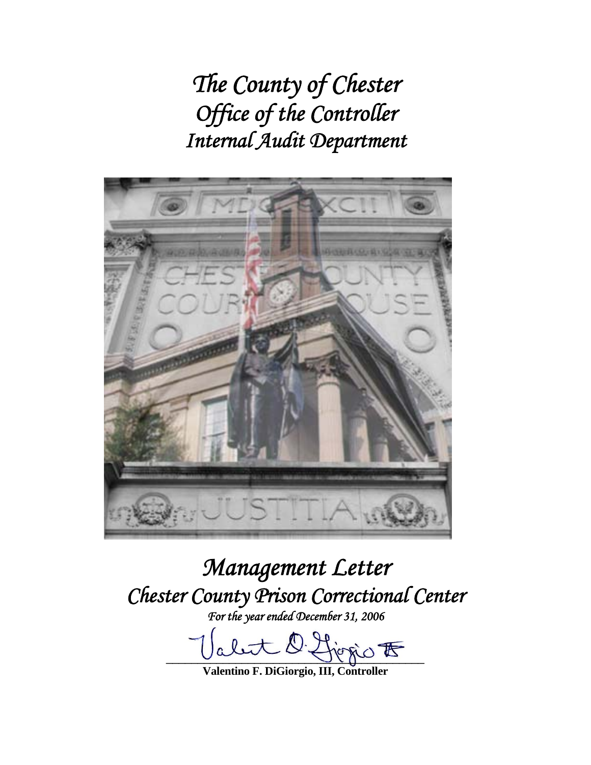# *The County of Chester*
# *Office of the Controller*
# *Internal Audit Department*

# *Management Letter*
## *Chester County Prison Correctional Center*

*For the year ended December 31, 2006*

**Valentino F. DiGiorgio, III, Controller**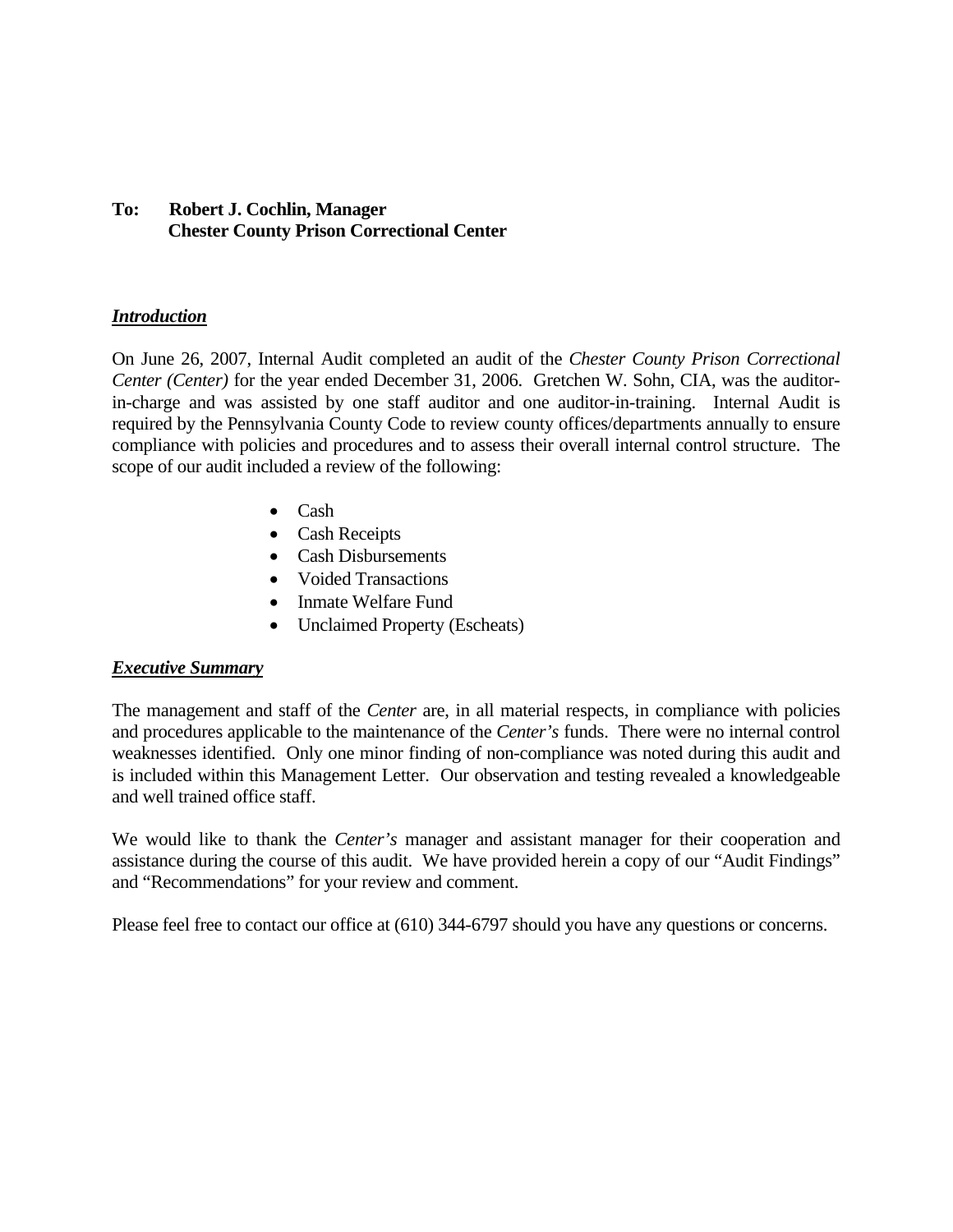**To: Robert J. Cochlin, Manager**
**Chester County Prison Correctional Center**

***Introduction***

On June 26, 2007, Internal Audit completed an audit of the *Chester County Prison Correctional Center (Center)* for the year ended December 31, 2006. Gretchen W. Sohn, CIA, was the auditor-in-charge and was assisted by one staff auditor and one auditor-in-training. Internal Audit is required by the Pennsylvania County Code to review county offices/departments annually to ensure compliance with policies and procedures and to assess their overall internal control structure. The scope of our audit included a review of the following:

- Cash
- Cash Receipts
- Cash Disbursements
- Voided Transactions
- Inmate Welfare Fund
- Unclaimed Property (Escheats)

***Executive Summary***

The management and staff of the *Center* are, in all material respects, in compliance with policies and procedures applicable to the maintenance of the *Center's* funds. There were no internal control weaknesses identified. Only one minor finding of non-compliance was noted during this audit and is included within this Management Letter. Our observation and testing revealed a knowledgeable and well trained office staff.

We would like to thank the *Center's* manager and assistant manager for their cooperation and assistance during the course of this audit. We have provided herein a copy of our "Audit Findings" and "Recommendations" for your review and comment.

Please feel free to contact our office at (610) 344-6797 should you have any questions or concerns.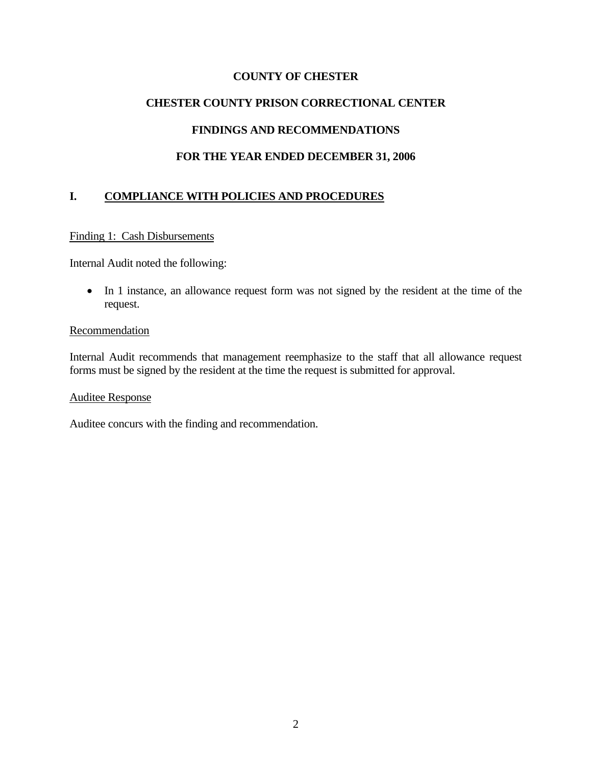**COUNTY OF CHESTER**

**CHESTER COUNTY PRISON CORRECTIONAL CENTER**

**FINDINGS AND RECOMMENDATIONS**

**FOR THE YEAR ENDED DECEMBER 31, 2006**

## I. COMPLIANCE WITH POLICIES AND PROCEDURES

Finding 1: Cash Disbursements

Internal Audit noted the following:

- In 1 instance, an allowance request form was not signed by the resident at the time of the request.

Recommendation

Internal Audit recommends that management reemphasize to the staff that all allowance request forms must be signed by the resident at the time the request is submitted for approval.

Auditee Response

Auditee concurs with the finding and recommendation.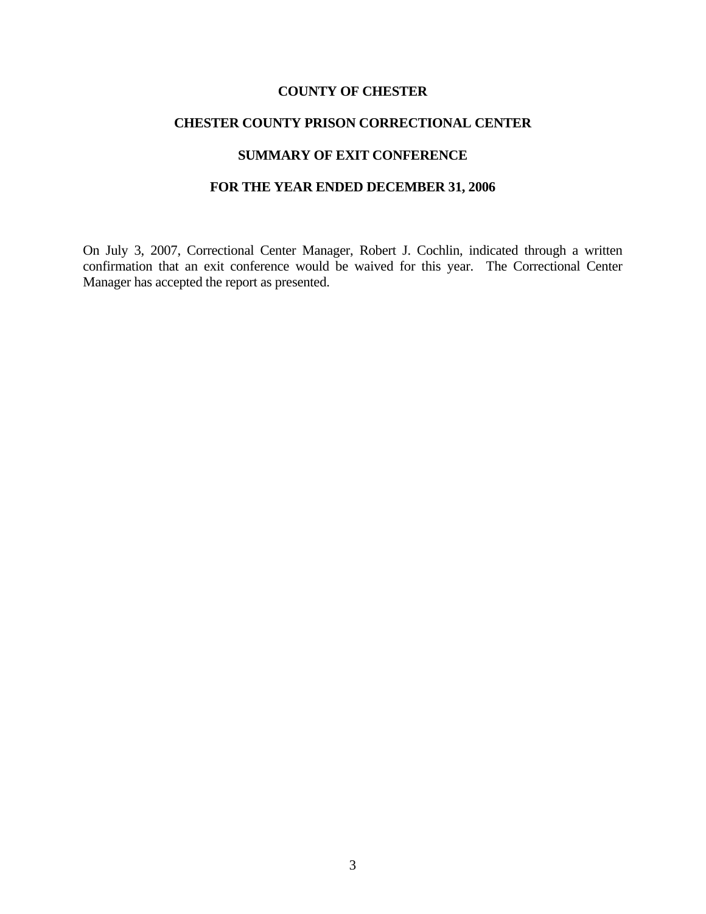**COUNTY OF CHESTER**

**CHESTER COUNTY PRISON CORRECTIONAL CENTER**

**SUMMARY OF EXIT CONFERENCE**

**FOR THE YEAR ENDED DECEMBER 31, 2006**

On July 3, 2007, Correctional Center Manager, Robert J. Cochlin, indicated through a written confirmation that an exit conference would be waived for this year. The Correctional Center Manager has accepted the report as presented.